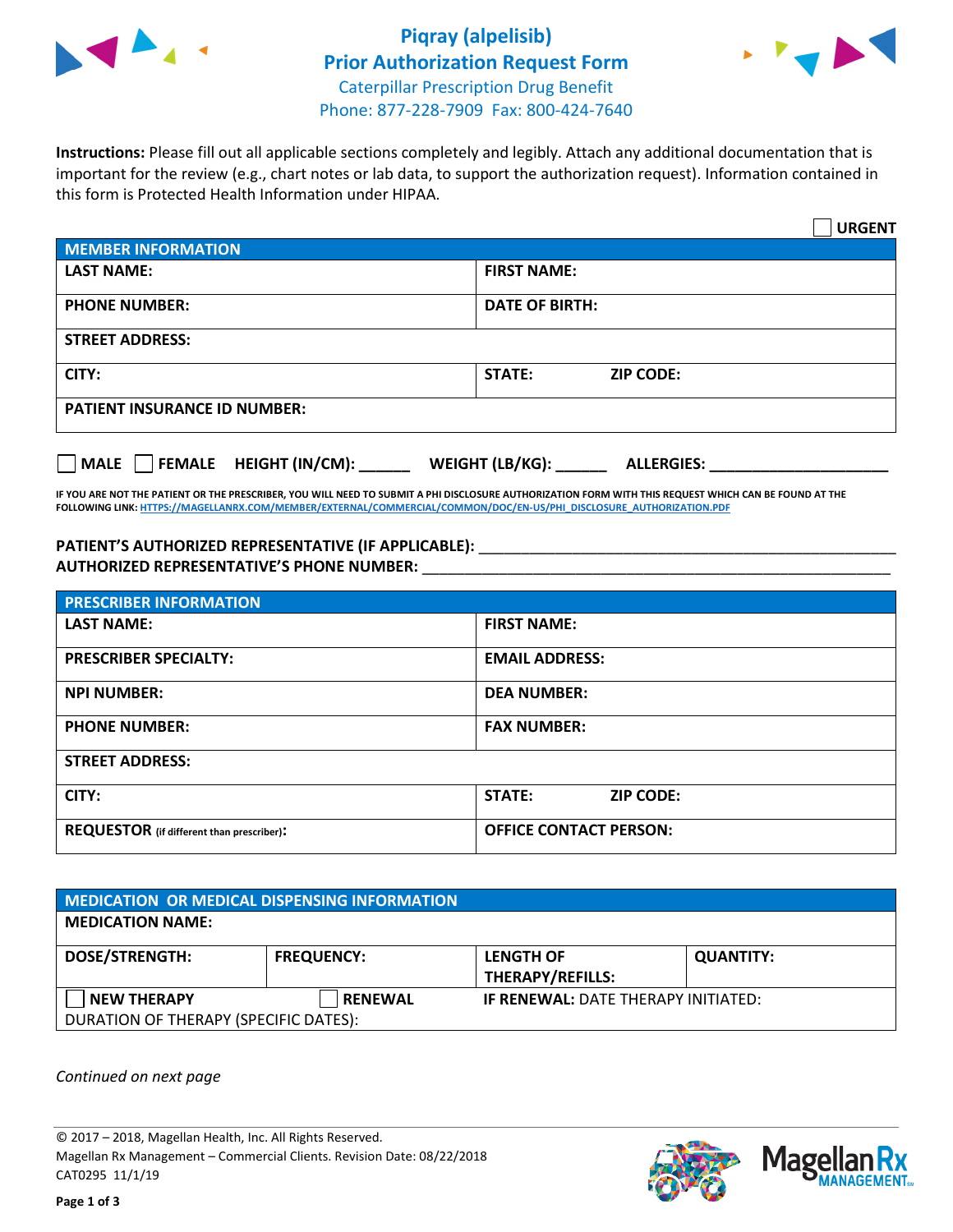# Piqray (alpelisib) Prior Authorization Request Form

Caterpillar Prescription Drug Benefit
Phone: 877-228-7909 Fax: 800-424-7640

**Instructions:** Please fill out all applicable sections completely and legibly. Attach any additional documentation that is important for the review (e.g., chart notes or lab data, to support the authorization request). Information contained in this form is Protected Health Information under HIPAA.

☐ **URGENT**

| **MEMBER INFORMATION** | |
|---|---|
| **LAST NAME:** | **FIRST NAME:** |
| **PHONE NUMBER:** | **DATE OF BIRTH:** |
| **STREET ADDRESS:** | |
| **CITY:** | **STATE:** **ZIP CODE:** |
| **PATIENT INSURANCE ID NUMBER:** | |

☐ **MALE** ☐ **FEMALE** **HEIGHT (IN/CM):** ______ **WEIGHT (LB/KG):** ______ **ALLERGIES:** ____________________

**IF YOU ARE NOT THE PATIENT OR THE PRESCRIBER, YOU WILL NEED TO SUBMIT A PHI DISCLOSURE AUTHORIZATION FORM WITH THIS REQUEST WHICH CAN BE FOUND AT THE FOLLOWING LINK: HTTPS://MAGELLANRX.COM/MEMBER/EXTERNAL/COMMERCIAL/COMMON/DOC/EN-US/PHI_DISCLOSURE_AUTHORIZATION.PDF**

**PATIENT'S AUTHORIZED REPRESENTATIVE (IF APPLICABLE):** ____________________________________________
**AUTHORIZED REPRESENTATIVE'S PHONE NUMBER:** ____________________________________________

| **PRESCRIBER INFORMATION** | |
|---|---|
| **LAST NAME:** | **FIRST NAME:** |
| **PRESCRIBER SPECIALTY:** | **EMAIL ADDRESS:** |
| **NPI NUMBER:** | **DEA NUMBER:** |
| **PHONE NUMBER:** | **FAX NUMBER:** |
| **STREET ADDRESS:** | |
| **CITY:** | **STATE:** **ZIP CODE:** |
| **REQUESTOR** (if different than prescriber)**:** | **OFFICE CONTACT PERSON:** |

| **MEDICATION OR MEDICAL DISPENSING INFORMATION** | | | |
|---|---|---|---|
| **MEDICATION NAME:** | | | |
| **DOSE/STRENGTH:** | **FREQUENCY:** | **LENGTH OF THERAPY/REFILLS:** | **QUANTITY:** |
| ☐ **NEW THERAPY** | ☐ **RENEWAL** | **IF RENEWAL:** DATE THERAPY INITIATED: | |
| DURATION OF THERAPY (SPECIFIC DATES): | | | |

*Continued on next page*

© 2017 – 2018, Magellan Health, Inc. All Rights Reserved.
Magellan Rx Management – Commercial Clients. Revision Date: 08/22/2018
CAT0295 11/1/19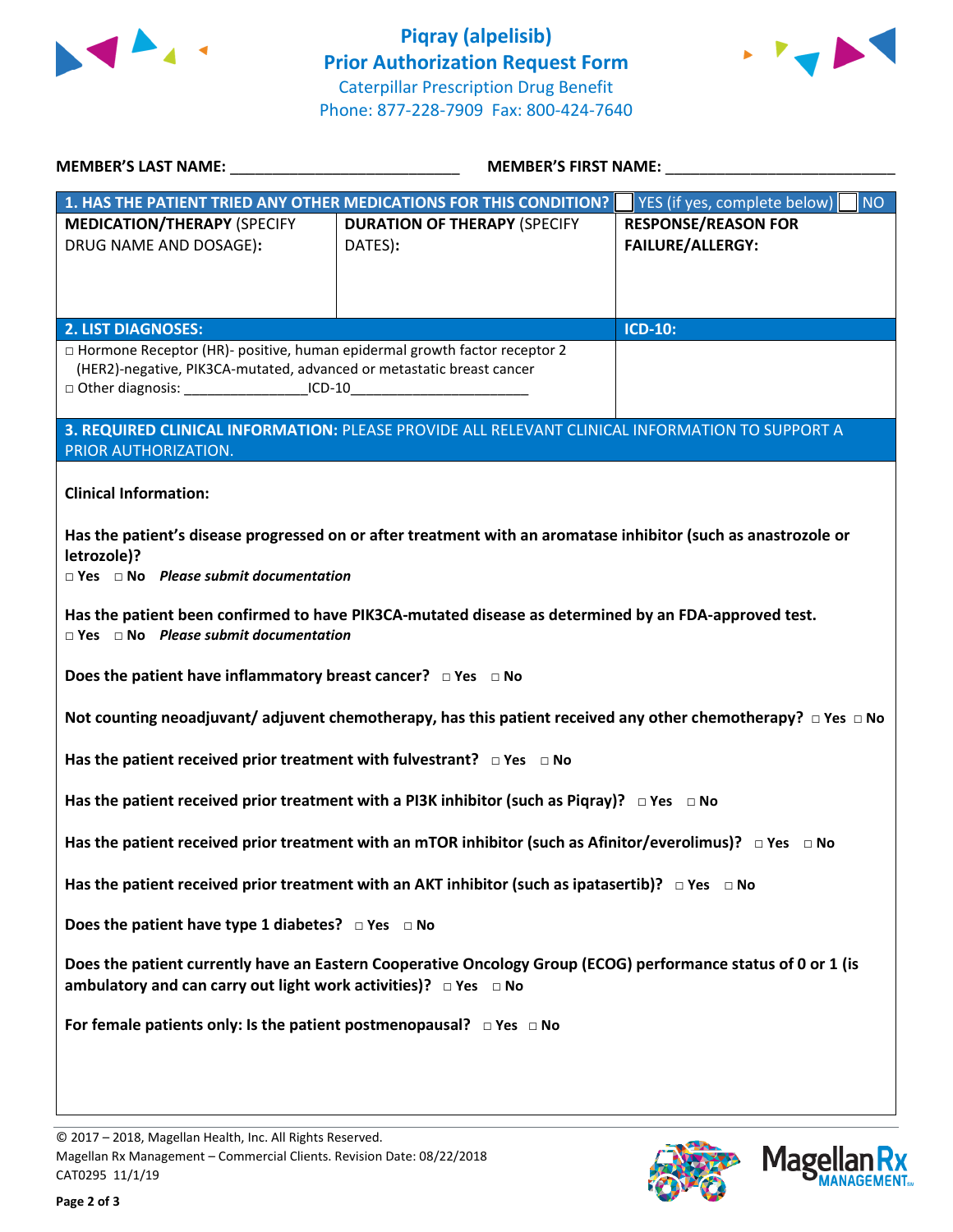# Piqray (alpelisib)
## Prior Authorization Request Form
Caterpillar Prescription Drug Benefit
Phone: 877-228-7909 Fax: 800-424-7640

**MEMBER'S LAST NAME:** ___________________________ **MEMBER'S FIRST NAME:** ___________________________

| **1. HAS THE PATIENT TRIED ANY OTHER MEDICATIONS FOR THIS CONDITION?** | | ☐ YES (if yes, complete below) ☐ NO |
|---|---|---|
| **MEDICATION/THERAPY** (SPECIFY DRUG NAME AND DOSAGE): | **DURATION OF THERAPY** (SPECIFY DATES): | **RESPONSE/REASON FOR FAILURE/ALLERGY:** |
| | | |

| **2. LIST DIAGNOSES:** | **ICD-10:** |
|---|---|
| ☐ Hormone Receptor (HR)- positive, human epidermal growth factor receptor 2 (HER2)-negative, PIK3CA-mutated, advanced or metastatic breast cancer<br>☐ Other diagnosis: _______________ICD-10______________________ | |

**3. REQUIRED CLINICAL INFORMATION:** PLEASE PROVIDE ALL RELEVANT CLINICAL INFORMATION TO SUPPORT A PRIOR AUTHORIZATION.

**Clinical Information:**

**Has the patient's disease progressed on or after treatment with an aromatase inhibitor (such as anastrozole or letrozole)?**
☐ **Yes** ☐ **No** ***Please submit documentation***

**Has the patient been confirmed to have PIK3CA-mutated disease as determined by an FDA-approved test.**
☐ **Yes** ☐ **No** ***Please submit documentation***

**Does the patient have inflammatory breast cancer?** ☐ **Yes** ☐ **No**

**Not counting neoadjuvant/ adjuvent chemotherapy, has this patient received any other chemotherapy?** ☐ **Yes** ☐ **No**

**Has the patient received prior treatment with fulvestrant?** ☐ **Yes** ☐ **No**

**Has the patient received prior treatment with a PI3K inhibitor (such as Piqray)?** ☐ **Yes** ☐ **No**

**Has the patient received prior treatment with an mTOR inhibitor (such as Afinitor/everolimus)?** ☐ **Yes** ☐ **No**

**Has the patient received prior treatment with an AKT inhibitor (such as ipatasertib)?** ☐ **Yes** ☐ **No**

**Does the patient have type 1 diabetes?** ☐ **Yes** ☐ **No**

**Does the patient currently have an Eastern Cooperative Oncology Group (ECOG) performance status of 0 or 1 (is ambulatory and can carry out light work activities)?** ☐ **Yes** ☐ **No**

**For female patients only: Is the patient postmenopausal?** ☐ **Yes** ☐ **No**

© 2017 – 2018, Magellan Health, Inc. All Rights Reserved.
Magellan Rx Management – Commercial Clients. Revision Date: 08/22/2018
CAT0295 11/1/19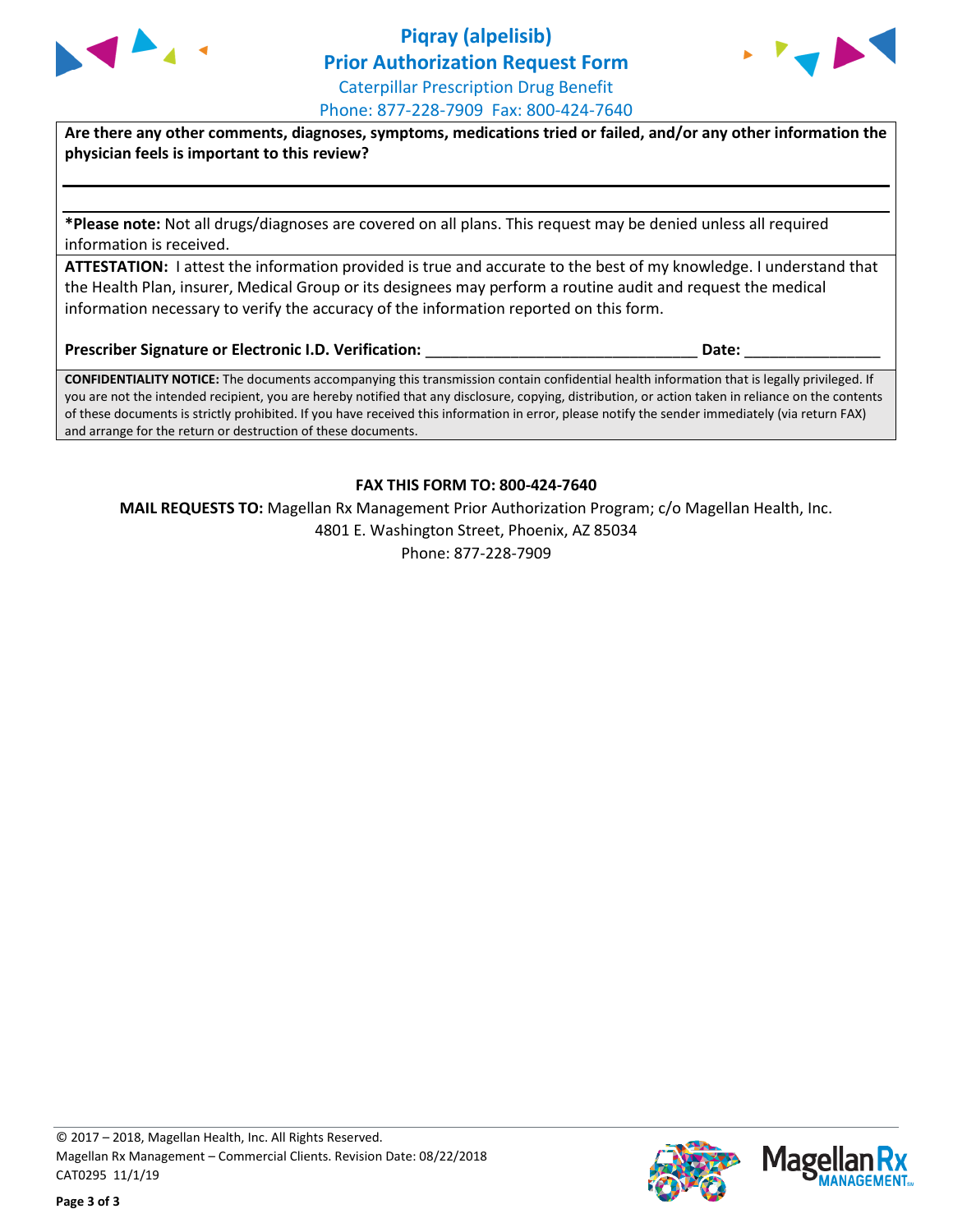# Piqray (alpelisib)
## Prior Authorization Request Form

Caterpillar Prescription Drug Benefit
Phone: 877-228-7909 Fax: 800-424-7640

**Are there any other comments, diagnoses, symptoms, medications tried or failed, and/or any other information the physician feels is important to this review?**

___

___

***Please note:** Not all drugs/diagnoses are covered on all plans. This request may be denied unless all required information is received.

**ATTESTATION:** I attest the information provided is true and accurate to the best of my knowledge. I understand that the Health Plan, insurer, Medical Group or its designees may perform a routine audit and request the medical information necessary to verify the accuracy of the information reported on this form.

**Prescriber Signature or Electronic I.D. Verification:** _______________________________ **Date:** _______________

**CONFIDENTIALITY NOTICE:** The documents accompanying this transmission contain confidential health information that is legally privileged. If you are not the intended recipient, you are hereby notified that any disclosure, copying, distribution, or action taken in reliance on the contents of these documents is strictly prohibited. If you have received this information in error, please notify the sender immediately (via return FAX) and arrange for the return or destruction of these documents.

**FAX THIS FORM TO: 800-424-7640**

**MAIL REQUESTS TO:** Magellan Rx Management Prior Authorization Program; c/o Magellan Health, Inc.
4801 E. Washington Street, Phoenix, AZ 85034
Phone: 877-228-7909

© 2017 – 2018, Magellan Health, Inc. All Rights Reserved.
Magellan Rx Management – Commercial Clients. Revision Date: 08/22/2018
CAT0295 11/1/19